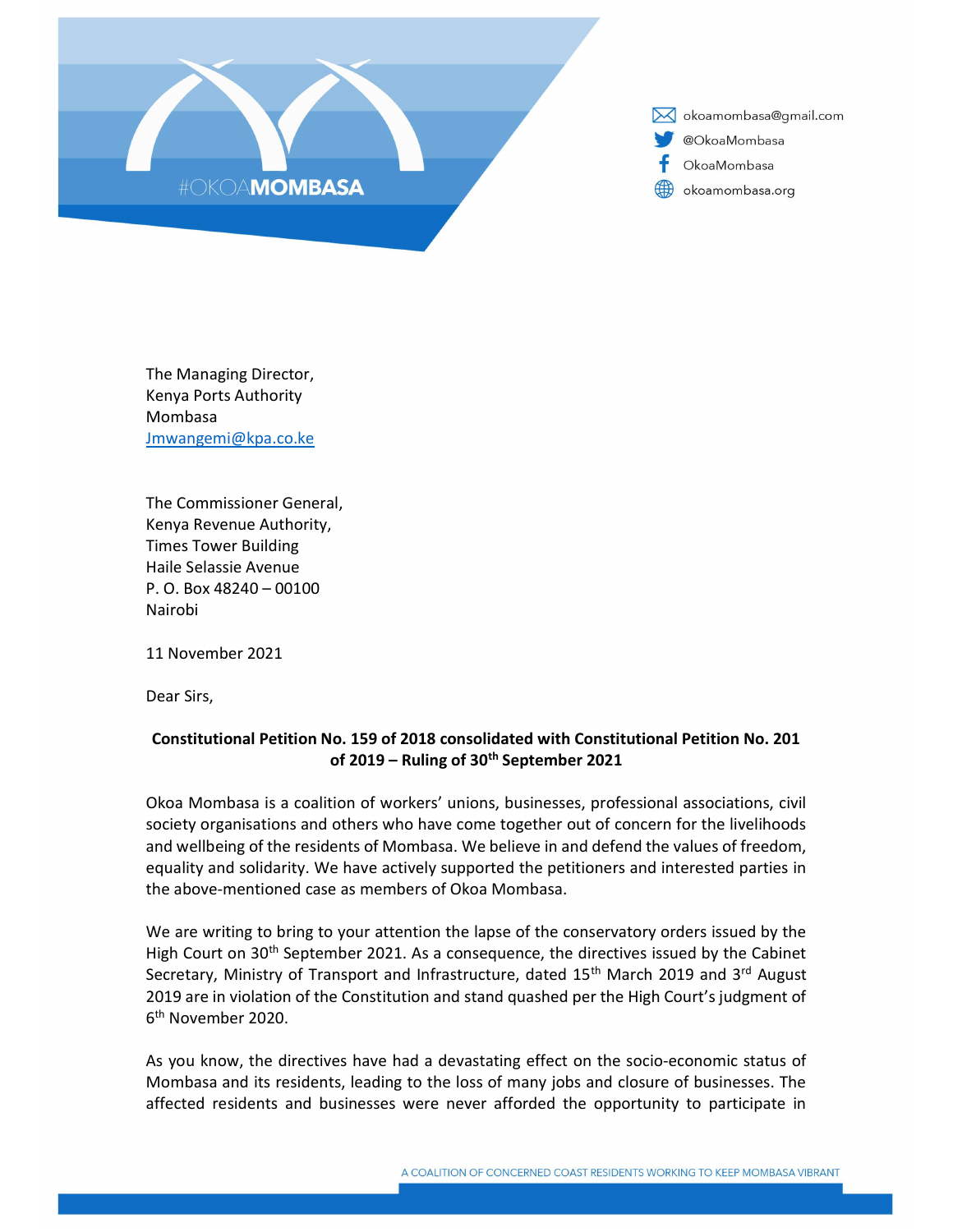#OKOAMOMBASA

okoamombasa@gmail.com
@OkoaMombasa
OkoaMombasa
okoamombasa.org

The Managing Director,
Kenya Ports Authority
Mombasa
Jmwangemi@kpa.co.ke

The Commissioner General,
Kenya Revenue Authority,
Times Tower Building
Haile Selassie Avenue
P. O. Box 48240 – 00100
Nairobi

11 November 2021

Dear Sirs,

**Constitutional Petition No. 159 of 2018 consolidated with Constitutional Petition No. 201 of 2019 – Ruling of 30th September 2021**

Okoa Mombasa is a coalition of workers' unions, businesses, professional associations, civil society organisations and others who have come together out of concern for the livelihoods and wellbeing of the residents of Mombasa. We believe in and defend the values of freedom, equality and solidarity. We have actively supported the petitioners and interested parties in the above-mentioned case as members of Okoa Mombasa.

We are writing to bring to your attention the lapse of the conservatory orders issued by the High Court on 30th September 2021. As a consequence, the directives issued by the Cabinet Secretary, Ministry of Transport and Infrastructure, dated 15th March 2019 and 3rd August 2019 are in violation of the Constitution and stand quashed per the High Court's judgment of 6th November 2020.

As you know, the directives have had a devastating effect on the socio-economic status of Mombasa and its residents, leading to the loss of many jobs and closure of businesses. The affected residents and businesses were never afforded the opportunity to participate in

A COALITION OF CONCERNED COAST RESIDENTS WORKING TO KEEP MOMBASA VIBRANT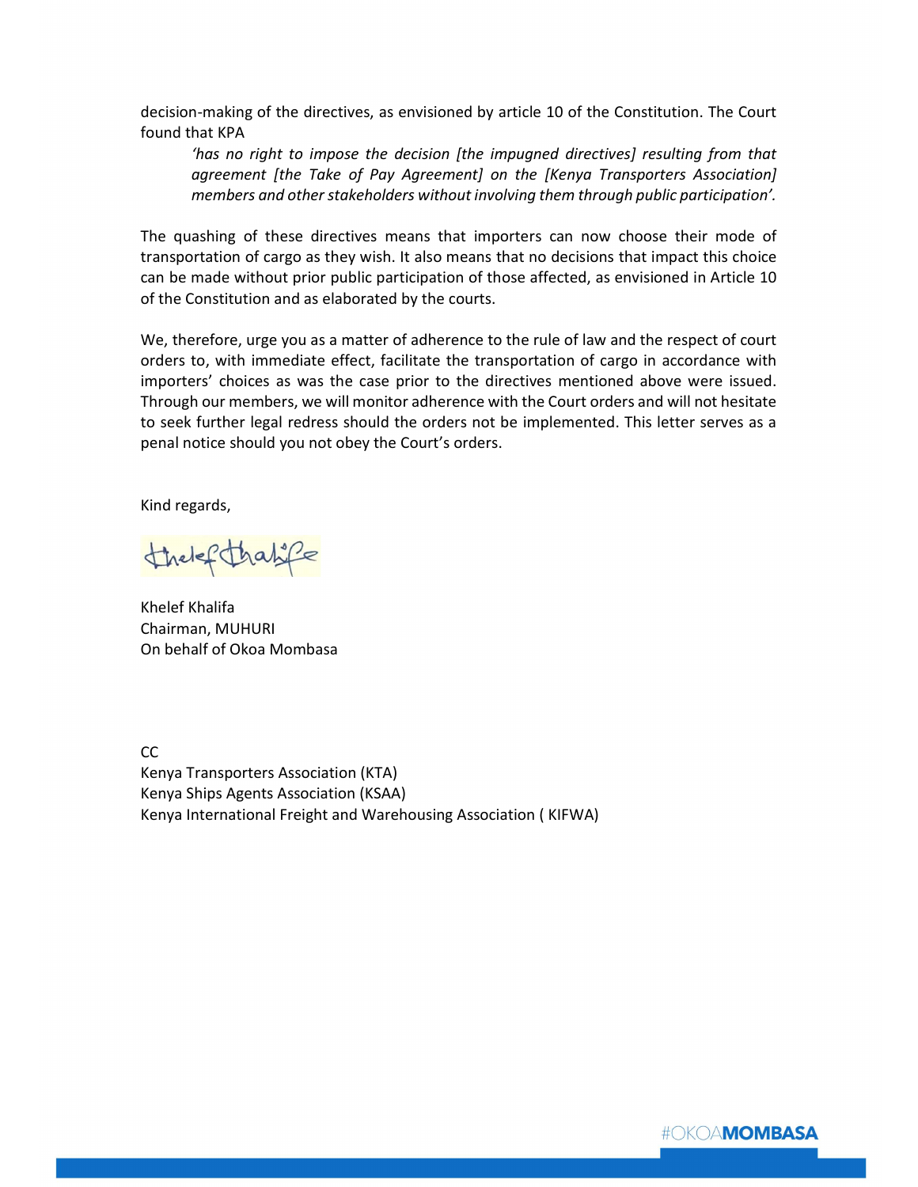decision-making of the directives, as envisioned by article 10 of the Constitution. The Court found that KPA

> *'has no right to impose the decision [the impugned directives] resulting from that agreement [the Take of Pay Agreement] on the [Kenya Transporters Association] members and other stakeholders without involving them through public participation'.*

The quashing of these directives means that importers can now choose their mode of transportation of cargo as they wish. It also means that no decisions that impact this choice can be made without prior public participation of those affected, as envisioned in Article 10 of the Constitution and as elaborated by the courts.

We, therefore, urge you as a matter of adherence to the rule of law and the respect of court orders to, with immediate effect, facilitate the transportation of cargo in accordance with importers' choices as was the case prior to the directives mentioned above were issued. Through our members, we will monitor adherence with the Court orders and will not hesitate to seek further legal redress should the orders not be implemented. This letter serves as a penal notice should you not obey the Court's orders.

Kind regards,

Khelef Khalifa
Chairman, MUHURI
On behalf of Okoa Mombasa

CC
Kenya Transporters Association (KTA)
Kenya Ships Agents Association (KSAA)
Kenya International Freight and Warehousing Association ( KIFWA)

#OKOAMOMBASA